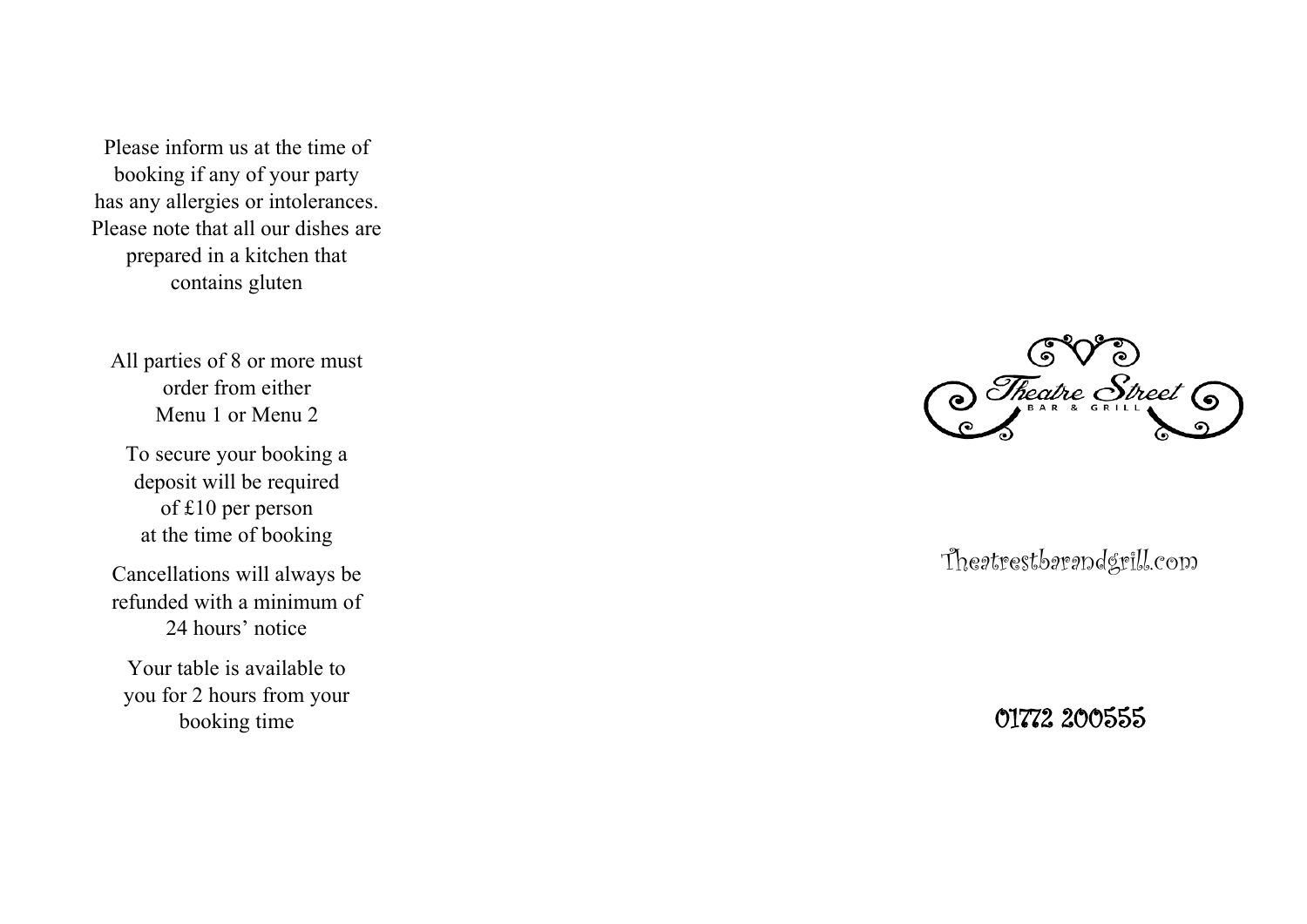Please inform us at the time of booking if any of your party has any allergies or intolerances. Please note that all our dishes are prepared in a kitchen that contains gluten

All parties of 8 or more must order from either Menu 1 or Menu 2

To secure your booking a deposit will be required of £10 per person at the time of booking

Cancellations will always be refunded with a minimum of 24 hours' notice

Your table is available to you for 2 hours from your booking time

# Theatre Street

BAR & GRILL

Theatrestbarandgrill.com

01772 200555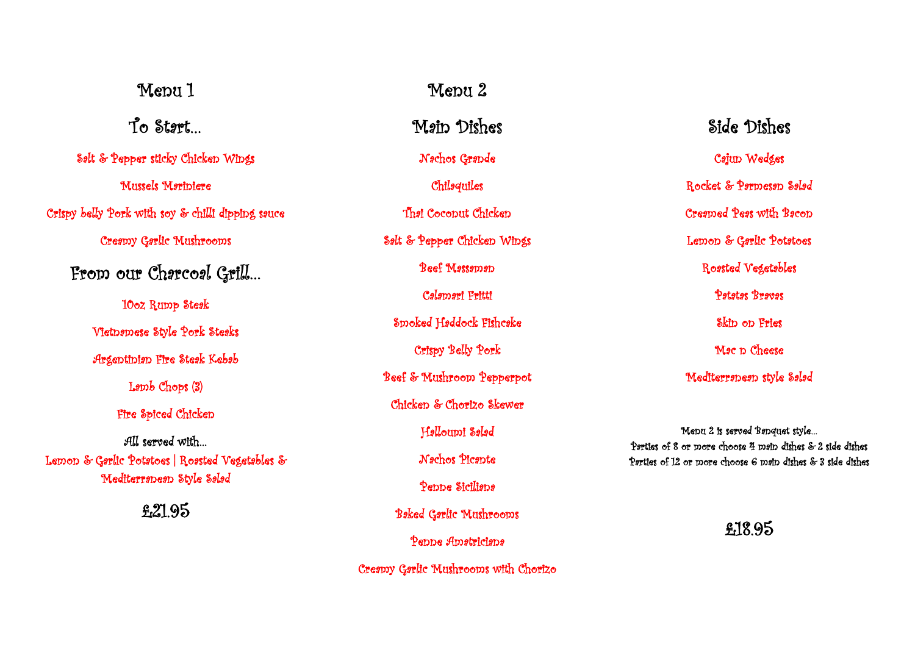# Menu 1

## To Start...

Salt & Pepper sticky Chicken Wings

Mussels Mariniere

Crispy belly Pork with soy & chilli dipping sauce

Creamy Garlic Mushrooms

## From our Charcoal Grill...

10oz Rump Steak

Vietnamese Style Pork Steaks

Argentinian Fire Steak Kebab

Lamb Chops (3)

Fire Spiced Chicken

All served with...
Lemon & Garlic Potatoes | Roasted Vegetables & Mediterranean Style Salad

**£21.95**

# Menu 2

## Main Dishes

Nachos Grande

Chilaquiles

Thai Coconut Chicken

Salt & Pepper Chicken Wings

Beef Massaman

Calamari Fritti

Smoked Haddock Fishcake

Crispy Belly Pork

Beef & Mushroom Pepperpot

Chicken & Chorizo Skewer

Halloumi Salad

Nachos Picante

Penne Siciliana

Baked Garlic Mushrooms

Penne Amatriciana

Creamy Garlic Mushrooms with Chorizo

## Side Dishes

Cajun Wedges

Rocket & Parmesan Salad

Creamed Peas with Bacon

Lemon & Garlic Potatoes

Roasted Vegetables

Patatas Bravas

Skin on Fries

Mac n Cheese

Mediterranean style Salad

Menu 2 is served Banquet style...
Parties of 8 or more choose 4 main dishes & 2 side dishes
Parties of 12 or more choose 6 main dishes & 3 side dishes

**£18.95**